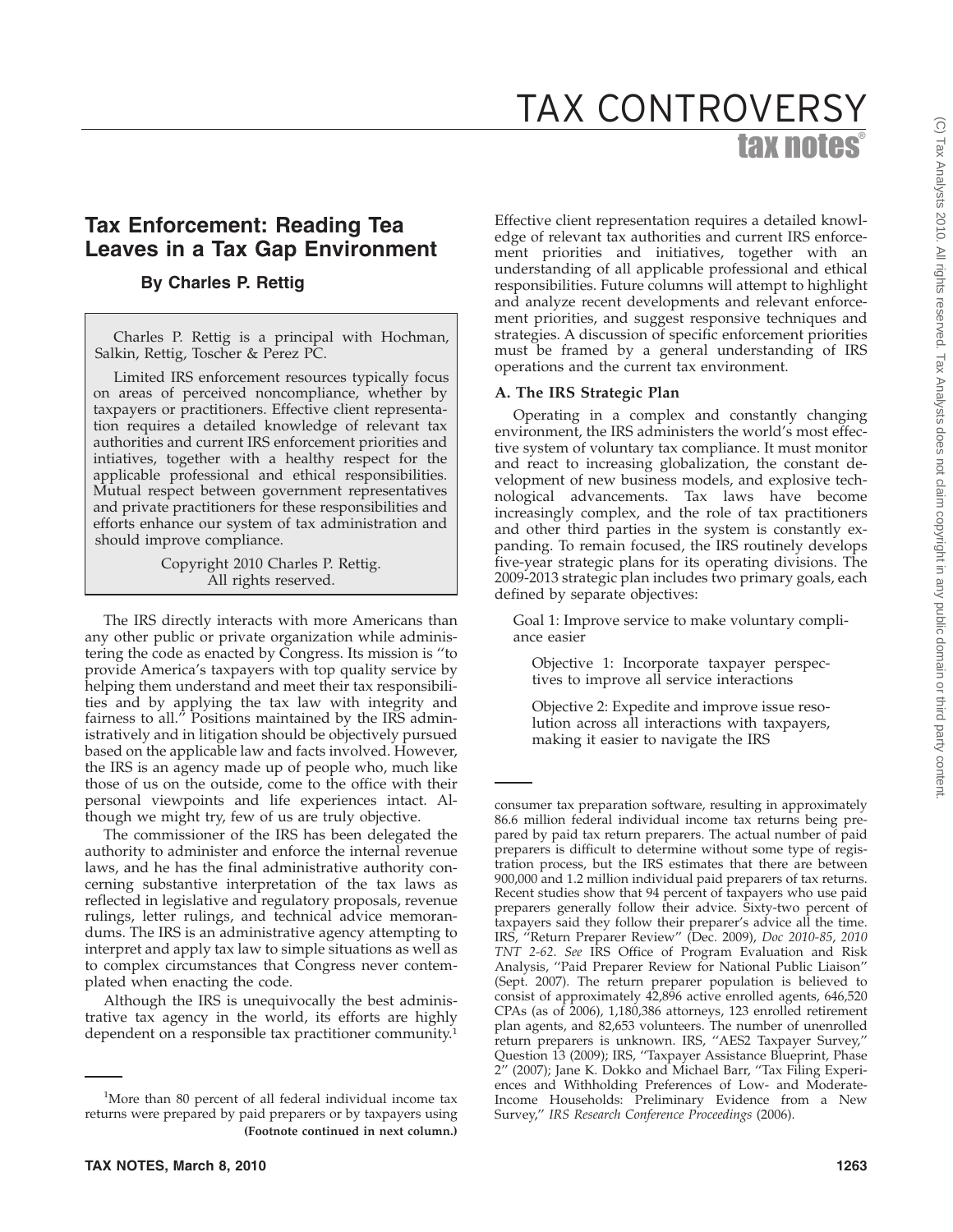# Tax Enforcement: Reading Tea Leaves in a Tax Gap Environment

**By Charles P. Rettig**

Charles P. Rettig is a principal with Hochman, Salkin, Rettig, Toscher & Perez PC.

Limited IRS enforcement resources typically focus on areas of perceived noncompliance, whether by taxpayers or practitioners. Effective client representation requires a detailed knowledge of relevant tax authorities and current IRS enforcement priorities and intiatives, together with a healthy respect for the applicable professional and ethical responsibilities. Mutual respect between government representatives and private practitioners for these responsibilities and efforts enhance our system of tax administration and should improve compliance.

Copyright 2010 Charles P. Rettig.
All rights reserved.

The IRS directly interacts with more Americans than any other public or private organization while administering the code as enacted by Congress. Its mission is ''to provide America's taxpayers with top quality service by helping them understand and meet their tax responsibilities and by applying the tax law with integrity and fairness to all.'' Positions maintained by the IRS administratively and in litigation should be objectively pursued based on the applicable law and facts involved. However, the IRS is an agency made up of people who, much like those of us on the outside, come to the office with their personal viewpoints and life experiences intact. Although we might try, few of us are truly objective.

The commissioner of the IRS has been delegated the authority to administer and enforce the internal revenue laws, and he has the final administrative authority concerning substantive interpretation of the tax laws as reflected in legislative and regulatory proposals, revenue rulings, letter rulings, and technical advice memorandums. The IRS is an administrative agency attempting to interpret and apply tax law to simple situations as well as to complex circumstances that Congress never contemplated when enacting the code.

Although the IRS is unequivocally the best administrative tax agency in the world, its efforts are highly dependent on a responsible tax practitioner community.[1]

Effective client representation requires a detailed knowledge of relevant tax authorities and current IRS enforcement priorities and initiatives, together with an understanding of all applicable professional and ethical responsibilities. Future columns will attempt to highlight and analyze recent developments and relevant enforcement priorities, and suggest responsive techniques and strategies. A discussion of specific enforcement priorities must be framed by a general understanding of IRS operations and the current tax environment.

### A. The IRS Strategic Plan

Operating in a complex and constantly changing environment, the IRS administers the world's most effective system of voluntary tax compliance. It must monitor and react to increasing globalization, the constant development of new business models, and explosive technological advancements. Tax laws have become increasingly complex, and the role of tax practitioners and other third parties in the system is constantly expanding. To remain focused, the IRS routinely develops five-year strategic plans for its operating divisions. The 2009-2013 strategic plan includes two primary goals, each defined by separate objectives:

> Goal 1: Improve service to make voluntary compliance easier
>
> > Objective 1: Incorporate taxpayer perspectives to improve all service interactions
> >
> > Objective 2: Expedite and improve issue resolution across all interactions with taxpayers, making it easier to navigate the IRS

---

[1]More than 80 percent of all federal individual income tax returns were prepared by paid preparers or by taxpayers using consumer tax preparation software, resulting in approximately 86.6 million federal individual income tax returns being prepared by paid tax return preparers. The actual number of paid preparers is difficult to determine without some type of registration process, but the IRS estimates that there are between 900,000 and 1.2 million individual paid preparers of tax returns. Recent studies show that 94 percent of taxpayers who use paid preparers generally follow their advice. Sixty-two percent of taxpayers said they follow their preparer's advice all the time. IRS, ''Return Preparer Review'' (Dec. 2009), *Doc 2010-85*, *2010 TNT 2-62*. *See* IRS Office of Program Evaluation and Risk Analysis, ''Paid Preparer Review for National Public Liaison'' (Sept. 2007). The return preparer population is believed to consist of approximately 42,896 active enrolled agents, 646,520 CPAs (as of 2006), 1,180,386 attorneys, 123 enrolled retirement plan agents, and 82,653 volunteers. The number of unenrolled return preparers is unknown. IRS, ''AES2 Taxpayer Survey,'' Question 13 (2009); IRS, ''Taxpayer Assistance Blueprint, Phase 2'' (2007); Jane K. Dokko and Michael Barr, ''Tax Filing Experiences and Withholding Preferences of Low- and Moderate-Income Households: Preliminary Evidence from a New Survey,'' *IRS Research Conference Proceedings* (2006).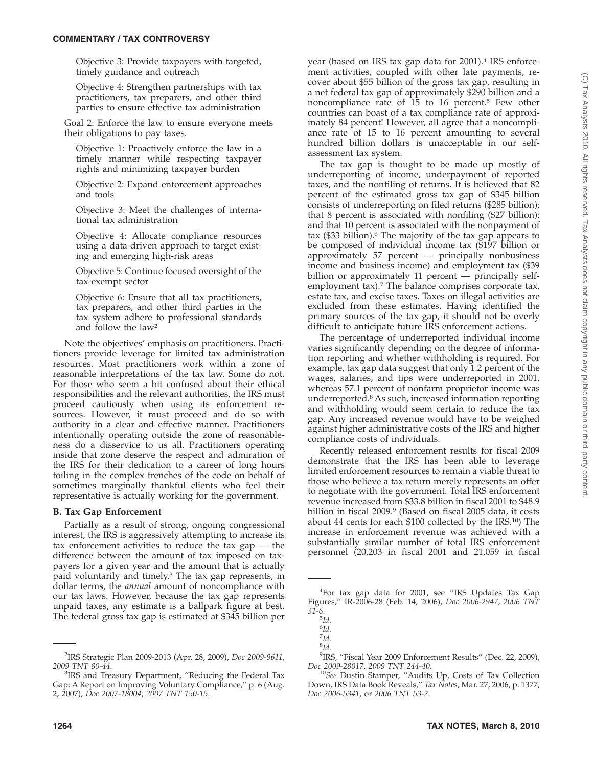Objective 3: Provide taxpayers with targeted, timely guidance and outreach

Objective 4: Strengthen partnerships with tax practitioners, tax preparers, and other third parties to ensure effective tax administration

Goal 2: Enforce the law to ensure everyone meets their obligations to pay taxes.

Objective 1: Proactively enforce the law in a timely manner while respecting taxpayer rights and minimizing taxpayer burden

Objective 2: Expand enforcement approaches and tools

Objective 3: Meet the challenges of international tax administration

Objective 4: Allocate compliance resources using a data-driven approach to target existing and emerging high-risk areas

Objective 5: Continue focused oversight of the tax-exempt sector

Objective 6: Ensure that all tax practitioners, tax preparers, and other third parties in the tax system adhere to professional standards and follow the law[2]

Note the objectives' emphasis on practitioners. Practitioners provide leverage for limited tax administration resources. Most practitioners work within a zone of reasonable interpretations of the tax law. Some do not. For those who seem a bit confused about their ethical responsibilities and the relevant authorities, the IRS must proceed cautiously when using its enforcement resources. However, it must proceed and do so with authority in a clear and effective manner. Practitioners intentionally operating outside the zone of reasonableness do a disservice to us all. Practitioners operating inside that zone deserve the respect and admiration of the IRS for their dedication to a career of long hours toiling in the complex trenches of the code on behalf of sometimes marginally thankful clients who feel their representative is actually working for the government.

### B. Tax Gap Enforcement

Partially as a result of strong, ongoing congressional interest, the IRS is aggressively attempting to increase its tax enforcement activities to reduce the tax gap — the difference between the amount of tax imposed on taxpayers for a given year and the amount that is actually paid voluntarily and timely.[3] The tax gap represents, in dollar terms, the *annual* amount of noncompliance with our tax laws. However, because the tax gap represents unpaid taxes, any estimate is a ballpark figure at best. The federal gross tax gap is estimated at $345 billion per year (based on IRS tax gap data for 2001).[4] IRS enforcement activities, coupled with other late payments, recover about $55 billion of the gross tax gap, resulting in a net federal tax gap of approximately $290 billion and a noncompliance rate of 15 to 16 percent.[5] Few other countries can boast of a tax compliance rate of approximately 84 percent! However, all agree that a noncompliance rate of 15 to 16 percent amounting to several hundred billion dollars is unacceptable in our self-assessment tax system.

The tax gap is thought to be made up mostly of underreporting of income, underpayment of reported taxes, and the nonfiling of returns. It is believed that 82 percent of the estimated gross tax gap of $345 billion consists of underreporting on filed returns ($285 billion); that 8 percent is associated with nonfiling ($27 billion); and that 10 percent is associated with the nonpayment of tax ($33 billion).[6] The majority of the tax gap appears to be composed of individual income tax ($197 billion or approximately 57 percent — principally nonbusiness income and business income) and employment tax ($39 billion or approximately 11 percent — principally self-employment tax).[7] The balance comprises corporate tax, estate tax, and excise taxes. Taxes on illegal activities are excluded from these estimates. Having identified the primary sources of the tax gap, it should not be overly difficult to anticipate future IRS enforcement actions.

The percentage of underreported individual income varies significantly depending on the degree of information reporting and whether withholding is required. For example, tax gap data suggest that only 1.2 percent of the wages, salaries, and tips were underreported in 2001, whereas 57.1 percent of nonfarm proprietor income was underreported.[8] As such, increased information reporting and withholding would seem certain to reduce the tax gap. Any increased revenue would have to be weighed against higher administrative costs of the IRS and higher compliance costs of individuals.

Recently released enforcement results for fiscal 2009 demonstrate that the IRS has been able to leverage limited enforcement resources to remain a viable threat to those who believe a tax return merely represents an offer to negotiate with the government. Total IRS enforcement revenue increased from $33.8 billion in fiscal 2001 to $48.9 billion in fiscal 2009.[9] (Based on fiscal 2005 data, it costs about 44 cents for each $100 collected by the IRS.[10]) The increase in enforcement revenue was achieved with a substantially similar number of total IRS enforcement personnel (20,203 in fiscal 2001 and 21,059 in fiscal

---

[2] IRS Strategic Plan 2009-2013 (Apr. 28, 2009), *Doc 2009-9611*, *2009 TNT 80-44*.

[3] IRS and Treasury Department, "Reducing the Federal Tax Gap: A Report on Improving Voluntary Compliance," p. 6 (Aug. 2, 2007), *Doc 2007-18004*, *2007 TNT 150-15*.

[4] For tax gap data for 2001, see "IRS Updates Tax Gap Figures," IR-2006-28 (Feb. 14, 2006), *Doc 2006-2947*, *2006 TNT 31-6*.

[5] *Id.*

[6] *Id.*

[7] *Id.*

[8] *Id.*

[9] IRS, "Fiscal Year 2009 Enforcement Results" (Dec. 22, 2009), *Doc 2009-28017*, *2009 TNT 244-40*.

[10] *See* Dustin Stamper, "Audits Up, Costs of Tax Collection Down, IRS Data Book Reveals," *Tax Notes*, Mar. 27, 2006, p. 1377, *Doc 2006-5341*, or *2006 TNT 53-2*.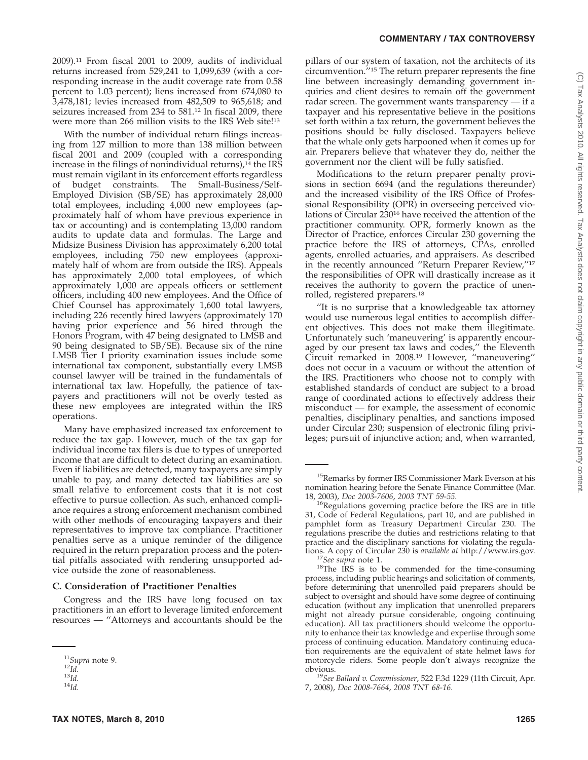2009).[11] From fiscal 2001 to 2009, audits of individual returns increased from 529,241 to 1,099,639 (with a corresponding increase in the audit coverage rate from 0.58 percent to 1.03 percent); liens increased from 674,080 to 3,478,181; levies increased from 482,509 to 965,618; and seizures increased from 234 to 581.[12] In fiscal 2009, there were more than 266 million visits to the IRS Web site![13]

With the number of individual return filings increasing from 127 million to more than 138 million between fiscal 2001 and 2009 (coupled with a corresponding increase in the filings of nonindividual returns),[14] the IRS must remain vigilant in its enforcement efforts regardless of budget constraints. The Small-Business/Self-Employed Division (SB/SE) has approximately 28,000 total employees, including 4,000 new employees (approximately half of whom have previous experience in tax or accounting) and is contemplating 13,000 random audits to update data and formulas. The Large and Midsize Business Division has approximately 6,200 total employees, including 750 new employees (approximately half of whom are from outside the IRS). Appeals has approximately 2,000 total employees, of which approximately 1,000 are appeals officers or settlement officers, including 400 new employees. And the Office of Chief Counsel has approximately 1,600 total lawyers, including 226 recently hired lawyers (approximately 170 having prior experience and 56 hired through the Honors Program, with 47 being designated to LMSB and 90 being designated to SB/SE). Because six of the nine LMSB Tier I priority examination issues include some international tax component, substantially every LMSB counsel lawyer will be trained in the fundamentals of international tax law. Hopefully, the patience of taxpayers and practitioners will not be overly tested as these new employees are integrated within the IRS operations.

Many have emphasized increased tax enforcement to reduce the tax gap. However, much of the tax gap for individual income tax filers is due to types of unreported income that are difficult to detect during an examination. Even if liabilities are detected, many taxpayers are simply unable to pay, and many detected tax liabilities are so small relative to enforcement costs that it is not cost effective to pursue collection. As such, enhanced compliance requires a strong enforcement mechanism combined with other methods of encouraging taxpayers and their representatives to improve tax compliance. Practitioner penalties serve as a unique reminder of the diligence required in the return preparation process and the potential pitfalls associated with rendering unsupported advice outside the zone of reasonableness.

### C. Consideration of Practitioner Penalties

Congress and the IRS have long focused on tax practitioners in an effort to leverage limited enforcement resources — "Attorneys and accountants should be the pillars of our system of taxation, not the architects of its circumvention."[15] The return preparer represents the fine line between increasingly demanding government inquiries and client desires to remain off the government radar screen. The government wants transparency — if a taxpayer and his representative believe in the positions set forth within a tax return, the government believes the positions should be fully disclosed. Taxpayers believe that the whale only gets harpooned when it comes up for air. Preparers believe that whatever they do, neither the government nor the client will be fully satisfied.

Modifications to the return preparer penalty provisions in section 6694 (and the regulations thereunder) and the increased visibility of the IRS Office of Professional Responsibility (OPR) in overseeing perceived violations of Circular 230[16] have received the attention of the practitioner community. OPR, formerly known as the Director of Practice, enforces Circular 230 governing the practice before the IRS of attorneys, CPAs, enrolled agents, enrolled actuaries, and appraisers. As described in the recently announced "Return Preparer Review,"[17] the responsibilities of OPR will drastically increase as it receives the authority to govern the practice of unenrolled, registered preparers.[18]

"It is no surprise that a knowledgeable tax attorney would use numerous legal entities to accomplish different objectives. This does not make them illegitimate. Unfortunately such 'maneuvering' is apparently encouraged by our present tax laws and codes," the Eleventh Circuit remarked in 2008.[19] However, "maneuvering" does not occur in a vacuum or without the attention of the IRS. Practitioners who choose not to comply with established standards of conduct are subject to a broad range of coordinated actions to effectively address their misconduct — for example, the assessment of economic penalties, disciplinary penalties, and sanctions imposed under Circular 230; suspension of electronic filing privileges; pursuit of injunctive action; and, when warranted,

---

[11] *Supra* note 9.

[12] *Id.*

[13] *Id.*

[14] *Id.*

[15] Remarks by former IRS Commissioner Mark Everson at his nomination hearing before the Senate Finance Committee (Mar. 18, 2003), *Doc 2003-7606*, *2003 TNT 59-55*.

[16] Regulations governing practice before the IRS are in title 31, Code of Federal Regulations, part 10, and are published in pamphlet form as Treasury Department Circular 230. The regulations prescribe the duties and restrictions relating to that practice and the disciplinary sanctions for violating the regulations. A copy of Circular 230 is *available at* http://www.irs.gov.

[17] *See supra* note 1.

[18] The IRS is to be commended for the time-consuming process, including public hearings and solicitation of comments, before determining that unenrolled paid preparers should be subject to oversight and should have some degree of continuing education (without any implication that unenrolled preparers might not already pursue considerable, ongoing continuing education). All tax practitioners should welcome the opportunity to enhance their tax knowledge and expertise through some process of continuing education. Mandatory continuing education requirements are the equivalent of state helmet laws for motorcycle riders. Some people don't always recognize the obvious.

[19] *See Ballard v. Commissioner*, 522 F.3d 1229 (11th Circuit, Apr. 7, 2008), *Doc 2008-7664*, *2008 TNT 68-16*.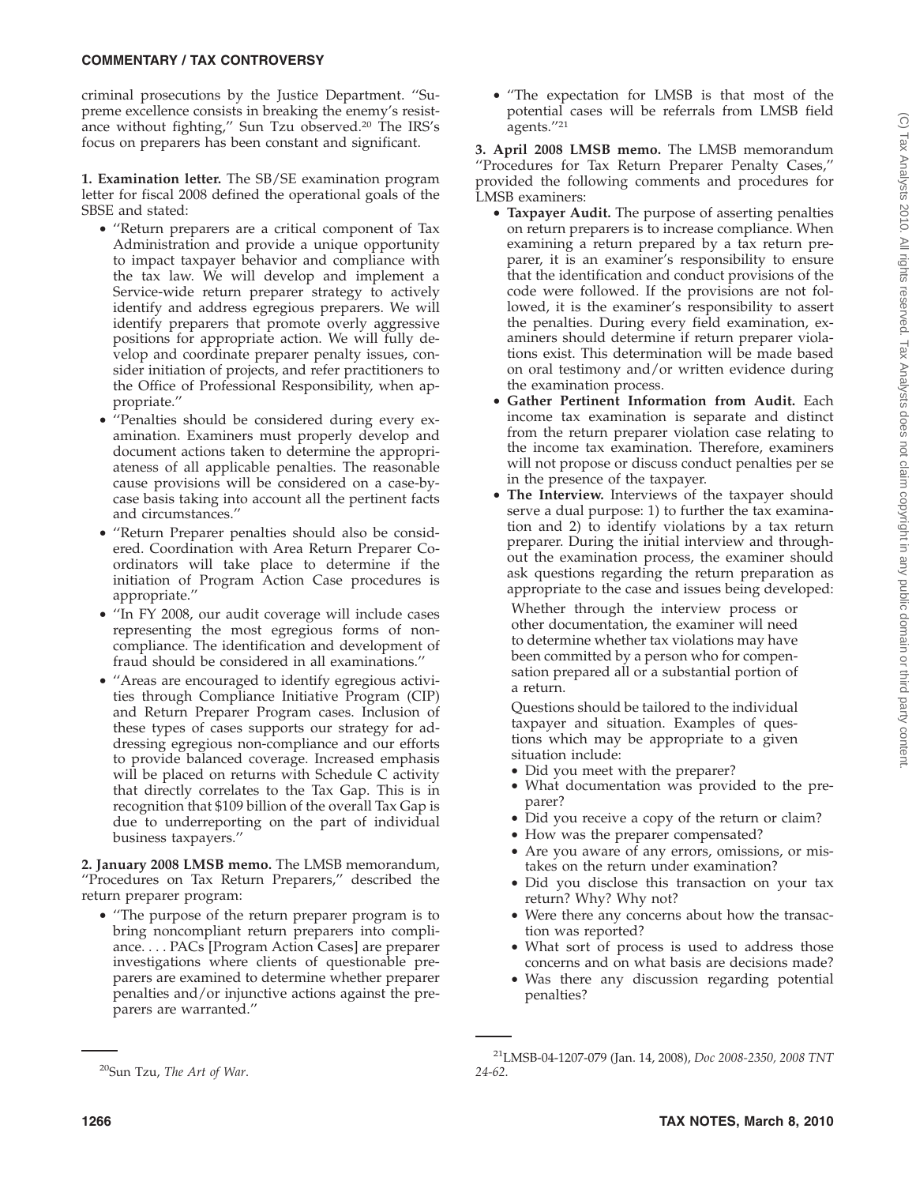criminal prosecutions by the Justice Department. "Supreme excellence consists in breaking the enemy's resistance without fighting," Sun Tzu observed.[20] The IRS's focus on preparers has been constant and significant.

**1. Examination letter.** The SB/SE examination program letter for fiscal 2008 defined the operational goals of the SBSE and stated:

- "Return preparers are a critical component of Tax Administration and provide a unique opportunity to impact taxpayer behavior and compliance with the tax law. We will develop and implement a Service-wide return preparer strategy to actively identify and address egregious preparers. We will identify preparers that promote overly aggressive positions for appropriate action. We will fully develop and coordinate preparer penalty issues, consider initiation of projects, and refer practitioners to the Office of Professional Responsibility, when appropriate."
- "Penalties should be considered during every examination. Examiners must properly develop and document actions taken to determine the appropriateness of all applicable penalties. The reasonable cause provisions will be considered on a case-by-case basis taking into account all the pertinent facts and circumstances."
- "Return Preparer penalties should also be considered. Coordination with Area Return Preparer Coordinators will take place to determine if the initiation of Program Action Case procedures is appropriate."
- "In FY 2008, our audit coverage will include cases representing the most egregious forms of noncompliance. The identification and development of fraud should be considered in all examinations."
- "Areas are encouraged to identify egregious activities through Compliance Initiative Program (CIP) and Return Preparer Program cases. Inclusion of these types of cases supports our strategy for addressing egregious non-compliance and our efforts to provide balanced coverage. Increased emphasis will be placed on returns with Schedule C activity that directly correlates to the Tax Gap. This is in recognition that $109 billion of the overall Tax Gap is due to underreporting on the part of individual business taxpayers."

**2. January 2008 LMSB memo.** The LMSB memorandum, "Procedures on Tax Return Preparers," described the return preparer program:

- "The purpose of the return preparer program is to bring noncompliant return preparers into compliance. . . . PACs [Program Action Cases] are preparer investigations where clients of questionable preparers are examined to determine whether preparer penalties and/or injunctive actions against the preparers are warranted."
- "The expectation for LMSB is that most of the potential cases will be referrals from LMSB field agents."[21]

**3. April 2008 LMSB memo.** The LMSB memorandum "Procedures for Tax Return Preparer Penalty Cases," provided the following comments and procedures for LMSB examiners:

- **Taxpayer Audit.** The purpose of asserting penalties on return preparers is to increase compliance. When examining a return prepared by a tax return preparer, it is an examiner's responsibility to ensure that the identification and conduct provisions of the code were followed. If the provisions are not followed, it is the examiner's responsibility to assert the penalties. During every field examination, examiners should determine if return preparer violations exist. This determination will be made based on oral testimony and/or written evidence during the examination process.
- **Gather Pertinent Information from Audit.** Each income tax examination is separate and distinct from the return preparer violation case relating to the income tax examination. Therefore, examiners will not propose or discuss conduct penalties per se in the presence of the taxpayer.
- **The Interview.** Interviews of the taxpayer should serve a dual purpose: 1) to further the tax examination and 2) to identify violations by a tax return preparer. During the initial interview and throughout the examination process, the examiner should ask questions regarding the return preparation as appropriate to the case and issues being developed:

  Whether through the interview process or other documentation, the examiner will need to determine whether tax violations may have been committed by a person who for compensation prepared all or a substantial portion of a return.

  Questions should be tailored to the individual taxpayer and situation. Examples of questions which may be appropriate to a given situation include:

  - Did you meet with the preparer?
  - What documentation was provided to the preparer?
  - Did you receive a copy of the return or claim?
  - How was the preparer compensated?
  - Are you aware of any errors, omissions, or mistakes on the return under examination?
  - Did you disclose this transaction on your tax return? Why? Why not?
  - Were there any concerns about how the transaction was reported?
  - What sort of process is used to address those concerns and on what basis are decisions made?
  - Was there any discussion regarding potential penalties?

---

[20] Sun Tzu, *The Art of War*.

[21] LMSB-04-1207-079 (Jan. 14, 2008), *Doc 2008-2350, 2008 TNT 24-62*.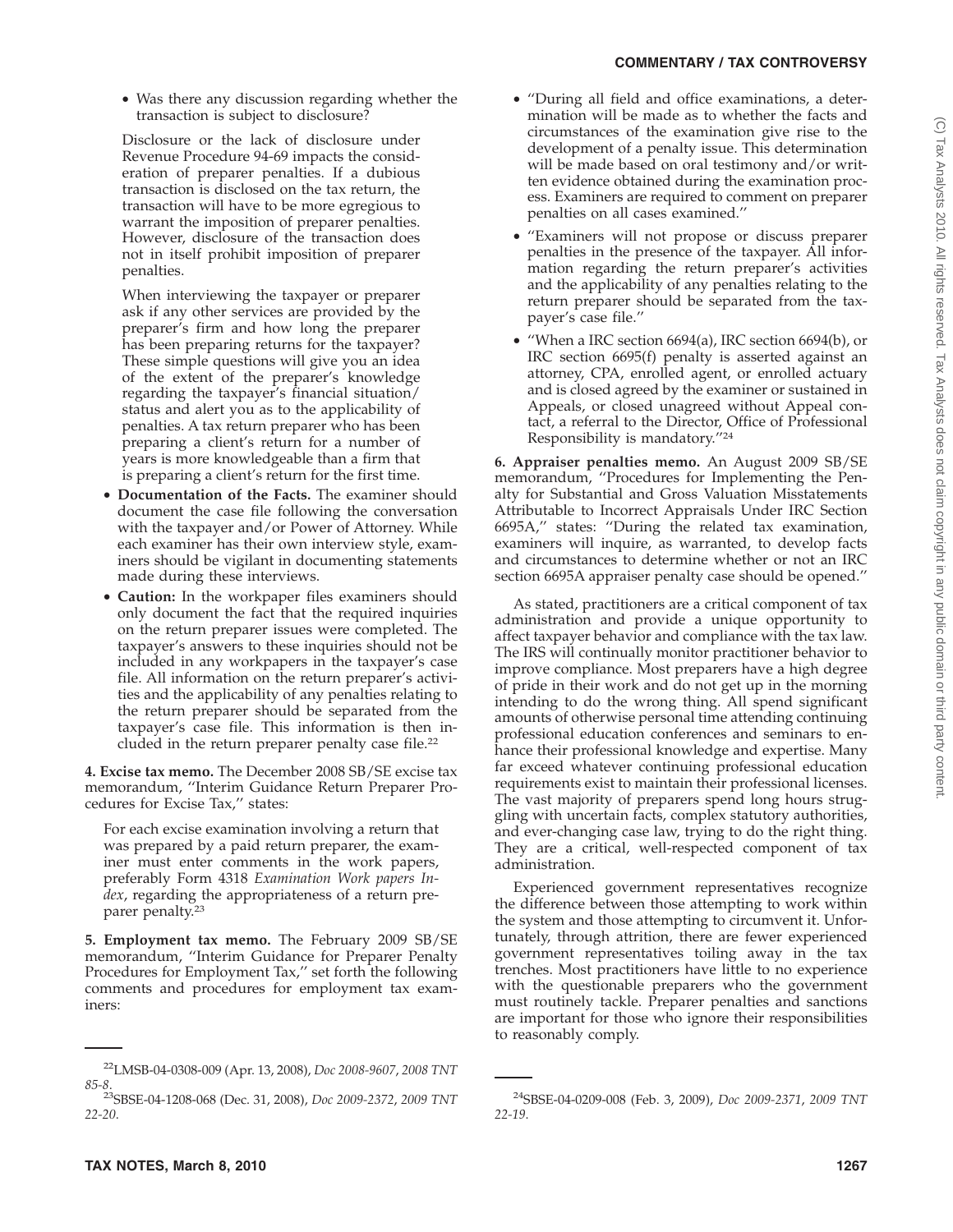- Was there any discussion regarding whether the transaction is subject to disclosure?

  Disclosure or the lack of disclosure under Revenue Procedure 94-69 impacts the consideration of preparer penalties. If a dubious transaction is disclosed on the tax return, the transaction will have to be more egregious to warrant the imposition of preparer penalties. However, disclosure of the transaction does not in itself prohibit imposition of preparer penalties.

  When interviewing the taxpayer or preparer ask if any other services are provided by the preparer's firm and how long the preparer has been preparing returns for the taxpayer? These simple questions will give you an idea of the extent of the preparer's knowledge regarding the taxpayer's financial situation/status and alert you as to the applicability of penalties. A tax return preparer who has been preparing a client's return for a number of years is more knowledgeable than a firm that is preparing a client's return for the first time.

- **Documentation of the Facts.** The examiner should document the case file following the conversation with the taxpayer and/or Power of Attorney. While each examiner has their own interview style, examiners should be vigilant in documenting statements made during these interviews.
- **Caution:** In the workpaper files examiners should only document the fact that the required inquiries on the return preparer issues were completed. The taxpayer's answers to these inquiries should not be included in any workpapers in the taxpayer's case file. All information on the return preparer's activities and the applicability of any penalties relating to the return preparer should be separated from the taxpayer's case file. This information is then included in the return preparer penalty case file.[22]

**4. Excise tax memo.** The December 2008 SB/SE excise tax memorandum, ''Interim Guidance Return Preparer Procedures for Excise Tax,'' states:

> For each excise examination involving a return that was prepared by a paid return preparer, the examiner must enter comments in the work papers, preferably Form 4318 *Examination Work papers Index*, regarding the appropriateness of a return preparer penalty.[23]

**5. Employment tax memo.** The February 2009 SB/SE memorandum, ''Interim Guidance for Preparer Penalty Procedures for Employment Tax,'' set forth the following comments and procedures for employment tax examiners:

- ''During all field and office examinations, a determination will be made as to whether the facts and circumstances of the examination give rise to the development of a penalty issue. This determination will be made based on oral testimony and/or written evidence obtained during the examination process. Examiners are required to comment on preparer penalties on all cases examined.''
- ''Examiners will not propose or discuss preparer penalties in the presence of the taxpayer. All information regarding the return preparer's activities and the applicability of any penalties relating to the return preparer should be separated from the taxpayer's case file.''
- ''When a IRC section 6694(a), IRC section 6694(b), or IRC section 6695(f) penalty is asserted against an attorney, CPA, enrolled agent, or enrolled actuary and is closed agreed by the examiner or sustained in Appeals, or closed unagreed without Appeal contact, a referral to the Director, Office of Professional Responsibility is mandatory.''[24]

**6. Appraiser penalties memo.** An August 2009 SB/SE memorandum, ''Procedures for Implementing the Penalty for Substantial and Gross Valuation Misstatements Attributable to Incorrect Appraisals Under IRC Section 6695A,'' states: ''During the related tax examination, examiners will inquire, as warranted, to develop facts and circumstances to determine whether or not an IRC section 6695A appraiser penalty case should be opened.''

As stated, practitioners are a critical component of tax administration and provide a unique opportunity to affect taxpayer behavior and compliance with the tax law. The IRS will continually monitor practitioner behavior to improve compliance. Most preparers have a high degree of pride in their work and do not get up in the morning intending to do the wrong thing. All spend significant amounts of otherwise personal time attending continuing professional education conferences and seminars to enhance their professional knowledge and expertise. Many far exceed whatever continuing professional education requirements exist to maintain their professional licenses. The vast majority of preparers spend long hours struggling with uncertain facts, complex statutory authorities, and ever-changing case law, trying to do the right thing. They are a critical, well-respected component of tax administration.

Experienced government representatives recognize the difference between those attempting to work within the system and those attempting to circumvent it. Unfortunately, through attrition, there are fewer experienced government representatives toiling away in the tax trenches. Most practitioners have little to no experience with the questionable preparers who the government must routinely tackle. Preparer penalties and sanctions are important for those who ignore their responsibilities to reasonably comply.

---

[22]LMSB-04-0308-009 (Apr. 13, 2008), *Doc 2008-9607*, *2008 TNT 85-8*.

[23]SBSE-04-1208-068 (Dec. 31, 2008), *Doc 2009-2372*, *2009 TNT 22-20*.

[24]SBSE-04-0209-008 (Feb. 3, 2009), *Doc 2009-2371*, *2009 TNT 22-19*.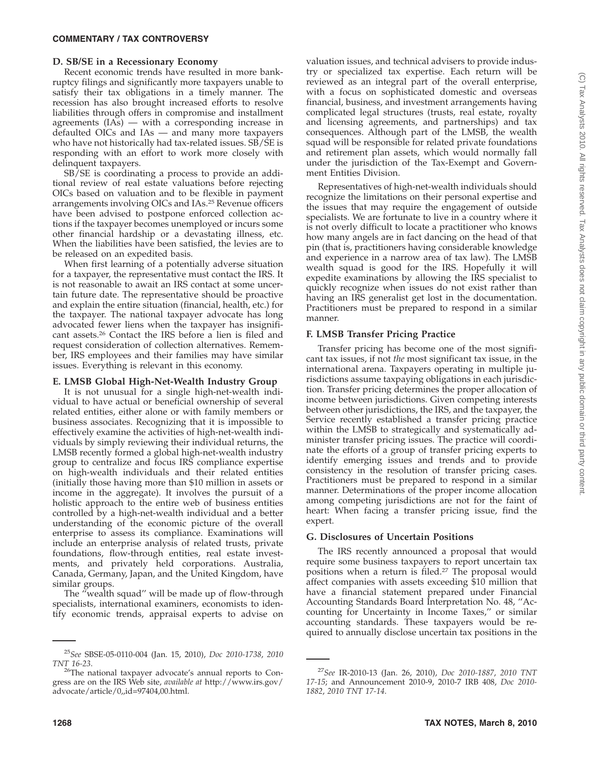### D. SB/SE in a Recessionary Economy

Recent economic trends have resulted in more bankruptcy filings and significantly more taxpayers unable to satisfy their tax obligations in a timely manner. The recession has also brought increased efforts to resolve liabilities through offers in compromise and installment agreements (IAs) — with a corresponding increase in defaulted OICs and IAs — and many more taxpayers who have not historically had tax-related issues. SB/SE is responding with an effort to work more closely with delinquent taxpayers.

SB/SE is coordinating a process to provide an additional review of real estate valuations before rejecting OICs based on valuation and to be flexible in payment arrangements involving OICs and IAs.[25] Revenue officers have been advised to postpone enforced collection actions if the taxpayer becomes unemployed or incurs some other financial hardship or a devastating illness, etc. When the liabilities have been satisfied, the levies are to be released on an expedited basis.

When first learning of a potentially adverse situation for a taxpayer, the representative must contact the IRS. It is not reasonable to await an IRS contact at some uncertain future date. The representative should be proactive and explain the entire situation (financial, health, etc.) for the taxpayer. The national taxpayer advocate has long advocated fewer liens when the taxpayer has insignificant assets.[26] Contact the IRS before a lien is filed and request consideration of collection alternatives. Remember, IRS employees and their families may have similar issues. Everything is relevant in this economy.

### E. LMSB Global High-Net-Wealth Industry Group

It is not unusual for a single high-net-wealth individual to have actual or beneficial ownership of several related entities, either alone or with family members or business associates. Recognizing that it is impossible to effectively examine the activities of high-net-wealth individuals by simply reviewing their individual returns, the LMSB recently formed a global high-net-wealth industry group to centralize and focus IRS compliance expertise on high-wealth individuals and their related entities (initially those having more than $10 million in assets or income in the aggregate). It involves the pursuit of a holistic approach to the entire web of business entities controlled by a high-net-wealth individual and a better understanding of the economic picture of the overall enterprise to assess its compliance. Examinations will include an enterprise analysis of related trusts, private foundations, flow-through entities, real estate investments, and privately held corporations. Australia, Canada, Germany, Japan, and the United Kingdom, have similar groups.

The "wealth squad" will be made up of flow-through specialists, international examiners, economists to identify economic trends, appraisal experts to advise on valuation issues, and technical advisers to provide industry or specialized tax expertise. Each return will be reviewed as an integral part of the overall enterprise, with a focus on sophisticated domestic and overseas financial, business, and investment arrangements having complicated legal structures (trusts, real estate, royalty and licensing agreements, and partnerships) and tax consequences. Although part of the LMSB, the wealth squad will be responsible for related private foundations and retirement plan assets, which would normally fall under the jurisdiction of the Tax-Exempt and Government Entities Division.

Representatives of high-net-wealth individuals should recognize the limitations on their personal expertise and the issues that may require the engagement of outside specialists. We are fortunate to live in a country where it is not overly difficult to locate a practitioner who knows how many angels are in fact dancing on the head of that pin (that is, practitioners having considerable knowledge and experience in a narrow area of tax law). The LMSB wealth squad is good for the IRS. Hopefully it will expedite examinations by allowing the IRS specialist to quickly recognize when issues do not exist rather than having an IRS generalist get lost in the documentation. Practitioners must be prepared to respond in a similar manner.

### F. LMSB Transfer Pricing Practice

Transfer pricing has become one of the most significant tax issues, if not *the* most significant tax issue, in the international arena. Taxpayers operating in multiple jurisdictions assume taxpaying obligations in each jurisdiction. Transfer pricing determines the proper allocation of income between jurisdictions. Given competing interests between other jurisdictions, the IRS, and the taxpayer, the Service recently established a transfer pricing practice within the LMSB to strategically and systematically administer transfer pricing issues. The practice will coordinate the efforts of a group of transfer pricing experts to identify emerging issues and trends and to provide consistency in the resolution of transfer pricing cases. Practitioners must be prepared to respond in a similar manner. Determinations of the proper income allocation among competing jurisdictions are not for the faint of heart: When facing a transfer pricing issue, find the expert.

### G. Disclosures of Uncertain Positions

The IRS recently announced a proposal that would require some business taxpayers to report uncertain tax positions when a return is filed.[27] The proposal would affect companies with assets exceeding $10 million that have a financial statement prepared under Financial Accounting Standards Board Interpretation No. 48, "Accounting for Uncertainty in Income Taxes," or similar accounting standards. These taxpayers would be required to annually disclose uncertain tax positions in the

---

[25] *See* SBSE-05-0110-004 (Jan. 15, 2010), *Doc 2010-1738*, *2010 TNT 16-23*.

[26] The national taxpayer advocate's annual reports to Congress are on the IRS Web site, *available at* http://www.irs.gov/advocate/article/0,,id=97404,00.html.

[27] *See* IR-2010-13 (Jan. 26, 2010), *Doc 2010-1887*, *2010 TNT 17-15*; and Announcement 2010-9, 2010-7 IRB 408, *Doc 2010-1882*, *2010 TNT 17-14*.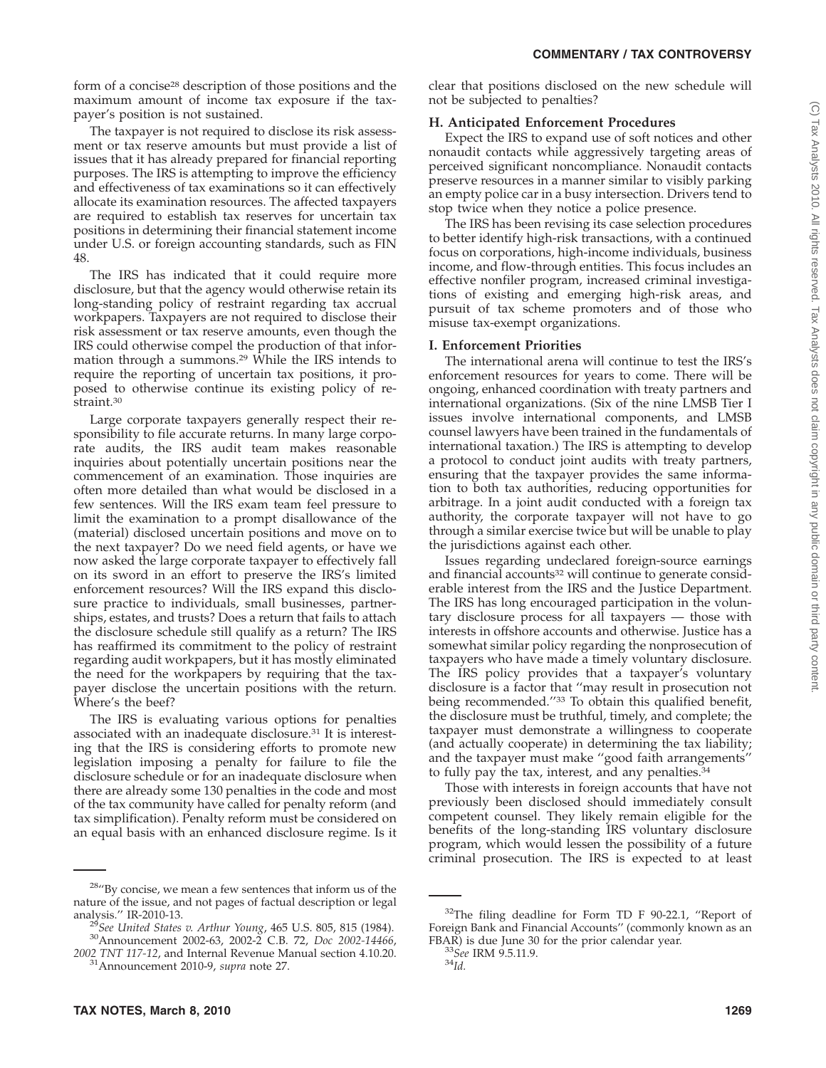form of a concise[28] description of those positions and the maximum amount of income tax exposure if the taxpayer's position is not sustained.

The taxpayer is not required to disclose its risk assessment or tax reserve amounts but must provide a list of issues that it has already prepared for financial reporting purposes. The IRS is attempting to improve the efficiency and effectiveness of tax examinations so it can effectively allocate its examination resources. The affected taxpayers are required to establish tax reserves for uncertain tax positions in determining their financial statement income under U.S. or foreign accounting standards, such as FIN 48.

The IRS has indicated that it could require more disclosure, but that the agency would otherwise retain its long-standing policy of restraint regarding tax accrual workpapers. Taxpayers are not required to disclose their risk assessment or tax reserve amounts, even though the IRS could otherwise compel the production of that information through a summons.[29] While the IRS intends to require the reporting of uncertain tax positions, it proposed to otherwise continue its existing policy of restraint.[30]

Large corporate taxpayers generally respect their responsibility to file accurate returns. In many large corporate audits, the IRS audit team makes reasonable inquiries about potentially uncertain positions near the commencement of an examination. Those inquiries are often more detailed than what would be disclosed in a few sentences. Will the IRS exam team feel pressure to limit the examination to a prompt disallowance of the (material) disclosed uncertain positions and move on to the next taxpayer? Do we need field agents, or have we now asked the large corporate taxpayer to effectively fall on its sword in an effort to preserve the IRS's limited enforcement resources? Will the IRS expand this disclosure practice to individuals, small businesses, partnerships, estates, and trusts? Does a return that fails to attach the disclosure schedule still qualify as a return? The IRS has reaffirmed its commitment to the policy of restraint regarding audit workpapers, but it has mostly eliminated the need for the workpapers by requiring that the taxpayer disclose the uncertain positions with the return. Where's the beef?

The IRS is evaluating various options for penalties associated with an inadequate disclosure.[31] It is interesting that the IRS is considering efforts to promote new legislation imposing a penalty for failure to file the disclosure schedule or for an inadequate disclosure when there are already some 130 penalties in the code and most of the tax community have called for penalty reform (and tax simplification). Penalty reform must be considered on an equal basis with an enhanced disclosure regime. Is it clear that positions disclosed on the new schedule will not be subjected to penalties?

### H. Anticipated Enforcement Procedures

Expect the IRS to expand use of soft notices and other nonaudit contacts while aggressively targeting areas of perceived significant noncompliance. Nonaudit contacts preserve resources in a manner similar to visibly parking an empty police car in a busy intersection. Drivers tend to stop twice when they notice a police presence.

The IRS has been revising its case selection procedures to better identify high-risk transactions, with a continued focus on corporations, high-income individuals, business income, and flow-through entities. This focus includes an effective nonfiler program, increased criminal investigations of existing and emerging high-risk areas, and pursuit of tax scheme promoters and of those who misuse tax-exempt organizations.

### I. Enforcement Priorities

The international arena will continue to test the IRS's enforcement resources for years to come. There will be ongoing, enhanced coordination with treaty partners and international organizations. (Six of the nine LMSB Tier I issues involve international components, and LMSB counsel lawyers have been trained in the fundamentals of international taxation.) The IRS is attempting to develop a protocol to conduct joint audits with treaty partners, ensuring that the taxpayer provides the same information to both tax authorities, reducing opportunities for arbitrage. In a joint audit conducted with a foreign tax authority, the corporate taxpayer will not have to go through a similar exercise twice but will be unable to play the jurisdictions against each other.

Issues regarding undeclared foreign-source earnings and financial accounts[32] will continue to generate considerable interest from the IRS and the Justice Department. The IRS has long encouraged participation in the voluntary disclosure process for all taxpayers — those with interests in offshore accounts and otherwise. Justice has a somewhat similar policy regarding the nonprosecution of taxpayers who have made a timely voluntary disclosure. The IRS policy provides that a taxpayer's voluntary disclosure is a factor that ''may result in prosecution not being recommended.''[33] To obtain this qualified benefit, the disclosure must be truthful, timely, and complete; the taxpayer must demonstrate a willingness to cooperate (and actually cooperate) in determining the tax liability; and the taxpayer must make ''good faith arrangements'' to fully pay the tax, interest, and any penalties.[34]

Those with interests in foreign accounts that have not previously been disclosed should immediately consult competent counsel. They likely remain eligible for the benefits of the long-standing IRS voluntary disclosure program, which would lessen the possibility of a future criminal prosecution. The IRS is expected to at least

---

[28]''By concise, we mean a few sentences that inform us of the nature of the issue, and not pages of factual description or legal analysis.'' IR-2010-13.

[29]*See United States v. Arthur Young*, 465 U.S. 805, 815 (1984).

[30]Announcement 2002-63, 2002-2 C.B. 72, *Doc 2002-14466*, *2002 TNT 117-12*, and Internal Revenue Manual section 4.10.20.

[31]Announcement 2010-9, *supra* note 27.

[32]The filing deadline for Form TD F 90-22.1, ''Report of Foreign Bank and Financial Accounts'' (commonly known as an FBAR) is due June 30 for the prior calendar year.

[33]*See* IRM 9.5.11.9.

[34]*Id.*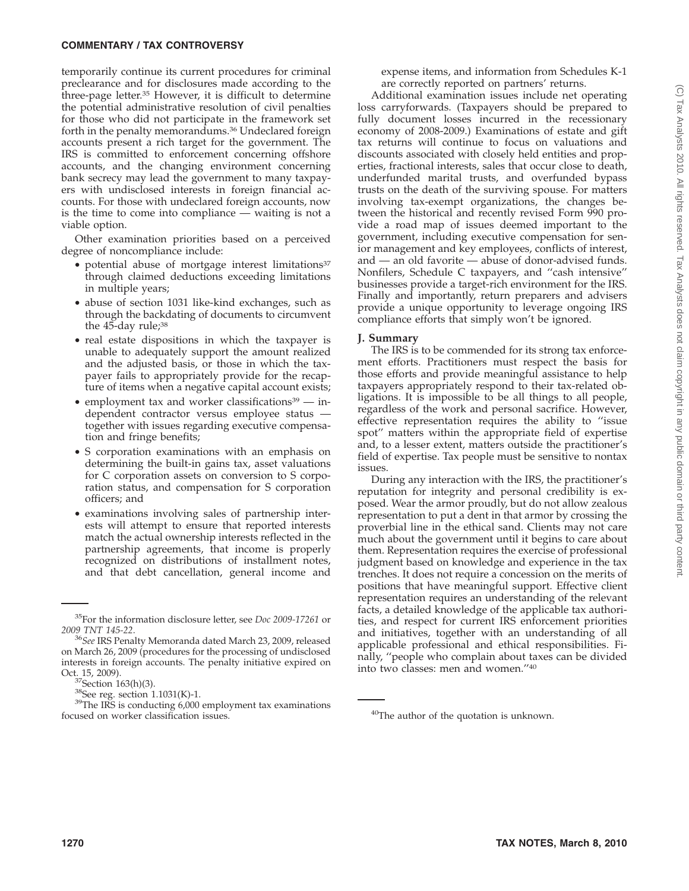temporarily continue its current procedures for criminal preclearance and for disclosures made according to the three-page letter.[35] However, it is difficult to determine the potential administrative resolution of civil penalties for those who did not participate in the framework set forth in the penalty memorandums.[36] Undeclared foreign accounts present a rich target for the government. The IRS is committed to enforcement concerning offshore accounts, and the changing environment concerning bank secrecy may lead the government to many taxpayers with undisclosed interests in foreign financial accounts. For those with undeclared foreign accounts, now is the time to come into compliance — waiting is not a viable option.

Other examination priorities based on a perceived degree of noncompliance include:

- potential abuse of mortgage interest limitations[37] through claimed deductions exceeding limitations in multiple years;
- abuse of section 1031 like-kind exchanges, such as through the backdating of documents to circumvent the 45-day rule;[38]
- real estate dispositions in which the taxpayer is unable to adequately support the amount realized and the adjusted basis, or those in which the taxpayer fails to appropriately provide for the recapture of items when a negative capital account exists;
- employment tax and worker classifications[39] — independent contractor versus employee status — together with issues regarding executive compensation and fringe benefits;
- S corporation examinations with an emphasis on determining the built-in gains tax, asset valuations for C corporation assets on conversion to S corporation status, and compensation for S corporation officers; and
- examinations involving sales of partnership interests will attempt to ensure that reported interests match the actual ownership interests reflected in the partnership agreements, that income is properly recognized on distributions of installment notes, and that debt cancellation, general income and expense items, and information from Schedules K-1 are correctly reported on partners' returns.

Additional examination issues include net operating loss carryforwards. (Taxpayers should be prepared to fully document losses incurred in the recessionary economy of 2008-2009.) Examinations of estate and gift tax returns will continue to focus on valuations and discounts associated with closely held entities and properties, fractional interests, sales that occur close to death, underfunded marital trusts, and overfunded bypass trusts on the death of the surviving spouse. For matters involving tax-exempt organizations, the changes between the historical and recently revised Form 990 provide a road map of issues deemed important to the government, including executive compensation for senior management and key employees, conflicts of interest, and — an old favorite — abuse of donor-advised funds. Nonfilers, Schedule C taxpayers, and "cash intensive" businesses provide a target-rich environment for the IRS. Finally and importantly, return preparers and advisers provide a unique opportunity to leverage ongoing IRS compliance efforts that simply won't be ignored.

### J. Summary

The IRS is to be commended for its strong tax enforcement efforts. Practitioners must respect the basis for those efforts and provide meaningful assistance to help taxpayers appropriately respond to their tax-related obligations. It is impossible to be all things to all people, regardless of the work and personal sacrifice. However, effective representation requires the ability to "issue spot" matters within the appropriate field of expertise and, to a lesser extent, matters outside the practitioner's field of expertise. Tax people must be sensitive to nontax issues.

During any interaction with the IRS, the practitioner's reputation for integrity and personal credibility is exposed. Wear the armor proudly, but do not allow zealous representation to put a dent in that armor by crossing the proverbial line in the ethical sand. Clients may not care much about the government until it begins to care about them. Representation requires the exercise of professional judgment based on knowledge and experience in the tax trenches. It does not require a concession on the merits of positions that have meaningful support. Effective client representation requires an understanding of the relevant facts, a detailed knowledge of the applicable tax authorities, and respect for current IRS enforcement priorities and initiatives, together with an understanding of all applicable professional and ethical responsibilities. Finally, "people who complain about taxes can be divided into two classes: men and women."[40]

---

[35]For the information disclosure letter, see *Doc 2009-17261* or *2009 TNT 145-22*.

[36]*See* IRS Penalty Memoranda dated March 23, 2009, released on March 26, 2009 (procedures for the processing of undisclosed interests in foreign accounts. The penalty initiative expired on Oct. 15, 2009).

[37]Section 163(h)(3).

[38]See reg. section 1.1031(K)-1.

[39]The IRS is conducting 6,000 employment tax examinations focused on worker classification issues.

[40]The author of the quotation is unknown.